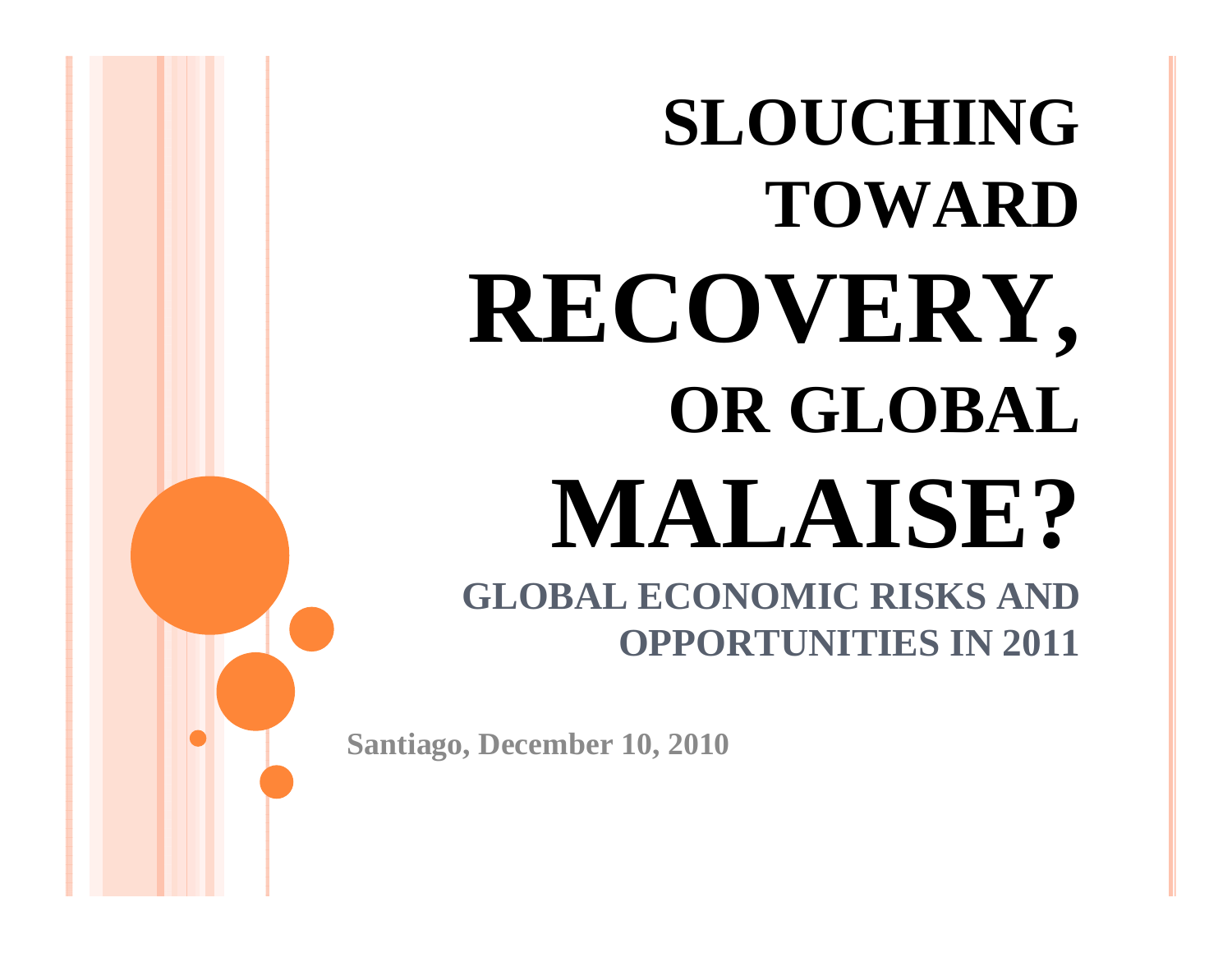# SLOUCHING TOWARD RECOVERY, OR GLOBAL MALAISE?

## GLOBAL ECONOMIC RISKS AND OPPORTUNITIES IN 2011

Santiago, December 10, 2010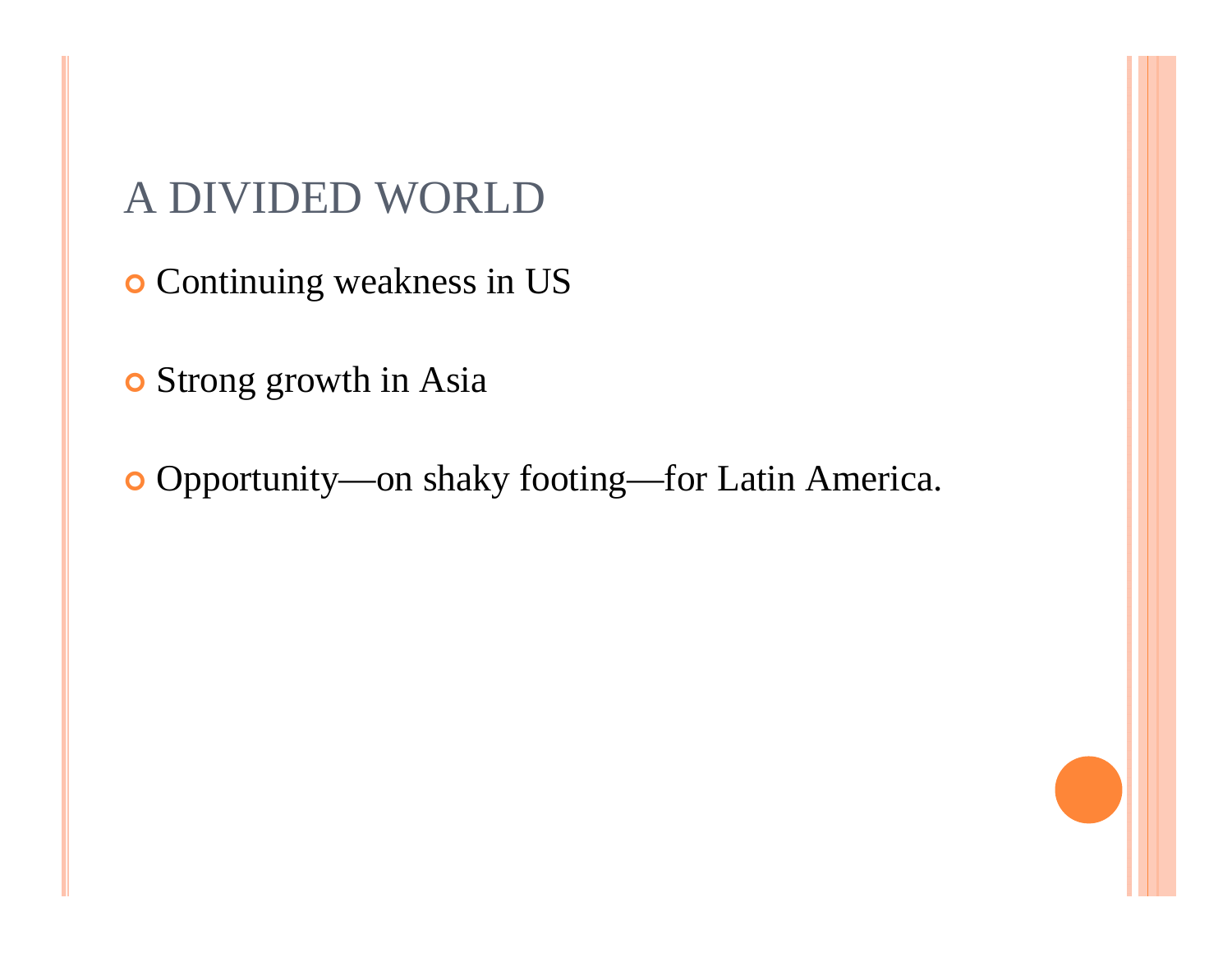# A DIVIDED WORLD

- Continuing weakness in US
- Strong growth in Asia
- Opportunity—on shaky footing—for Latin America.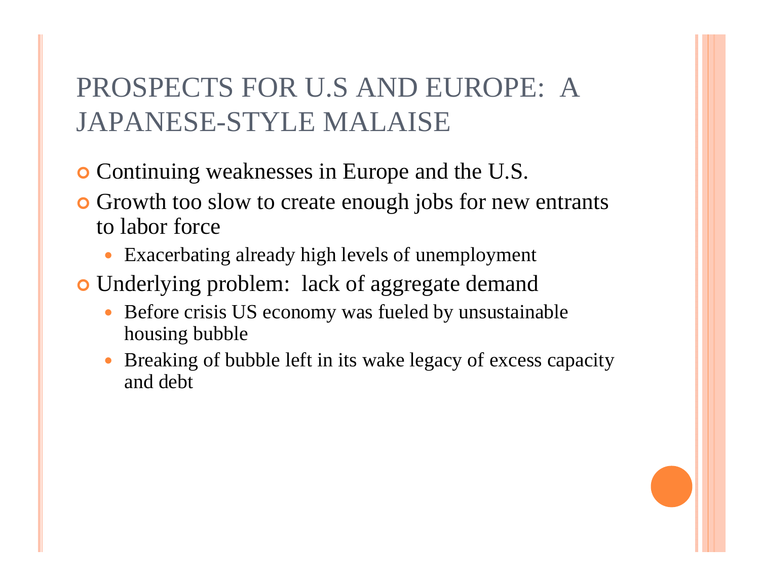# PROSPECTS FOR U.S AND EUROPE: A JAPANESE-STYLE MALAISE

- Continuing weaknesses in Europe and the U.S.
- Growth too slow to create enough jobs for new entrants to labor force
  - Exacerbating already high levels of unemployment
- Underlying problem: lack of aggregate demand
  - Before crisis US economy was fueled by unsustainable housing bubble
  - Breaking of bubble left in its wake legacy of excess capacity and debt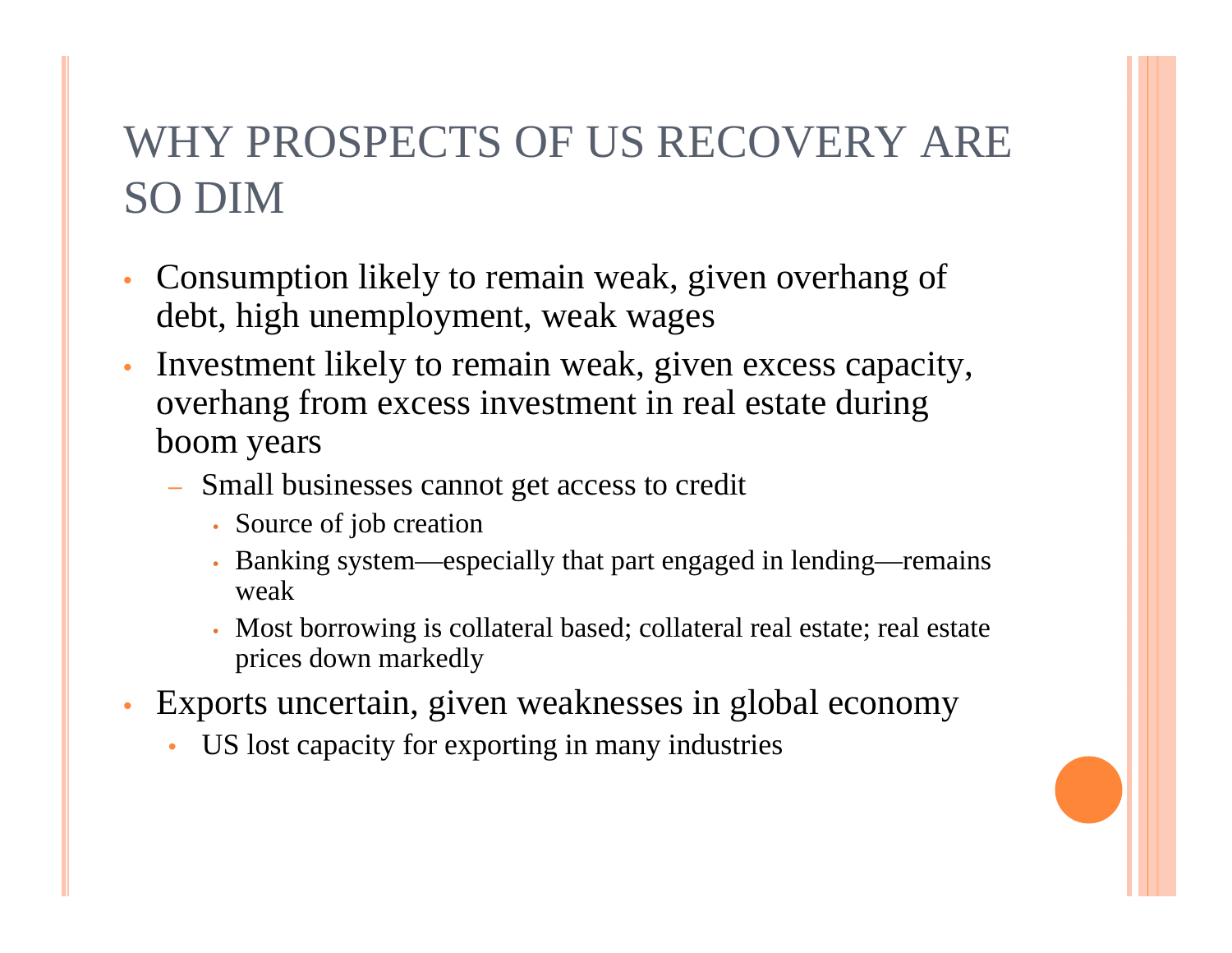# WHY PROSPECTS OF US RECOVERY ARE SO DIM

- Consumption likely to remain weak, given overhang of debt, high unemployment, weak wages
- Investment likely to remain weak, given excess capacity, overhang from excess investment in real estate during boom years
  - Small businesses cannot get access to credit
    - Source of job creation
    - Banking system—especially that part engaged in lending—remains weak
    - Most borrowing is collateral based; collateral real estate; real estate prices down markedly
- Exports uncertain, given weaknesses in global economy
  - US lost capacity for exporting in many industries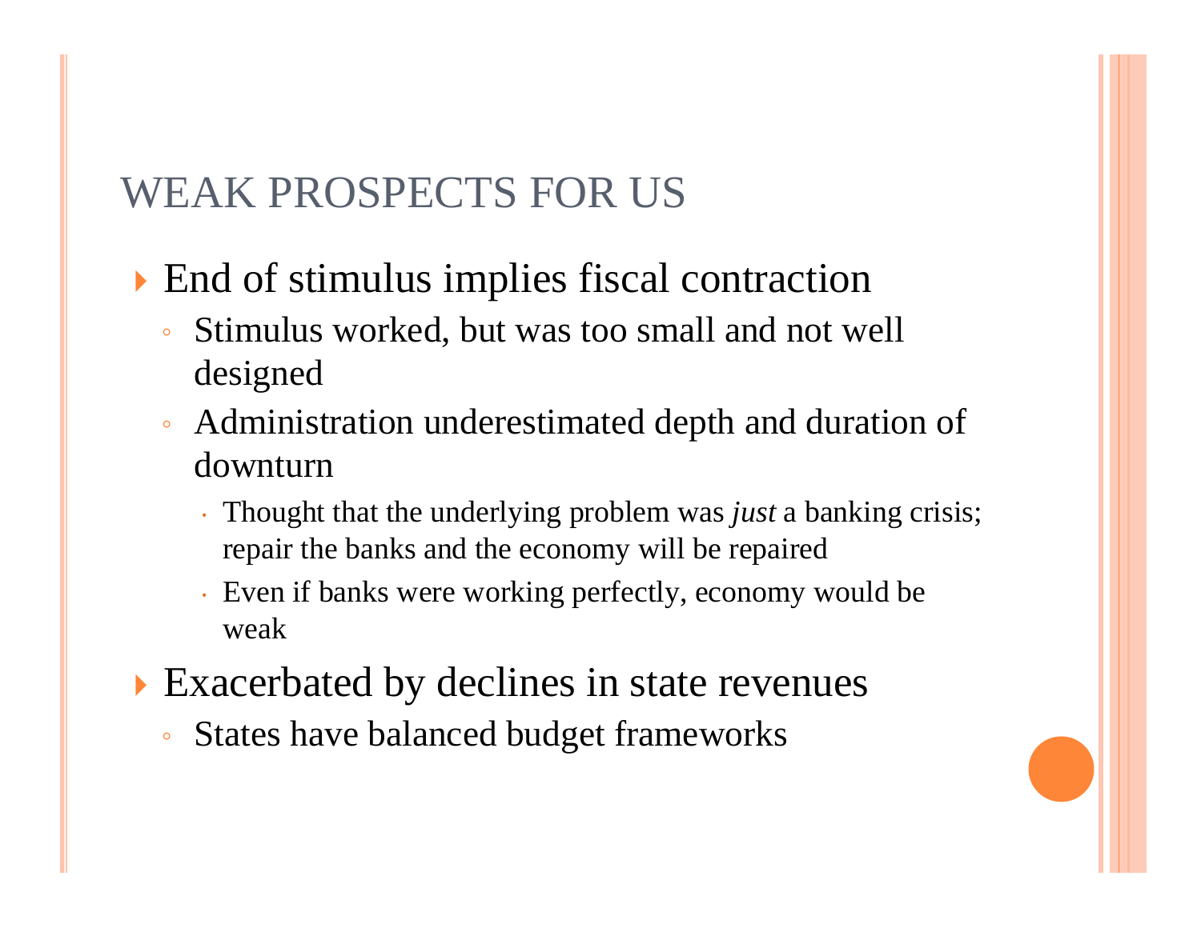# WEAK PROSPECTS FOR US

- End of stimulus implies fiscal contraction
  - Stimulus worked, but was too small and not well designed
  - Administration underestimated depth and duration of downturn
    - Thought that the underlying problem was *just* a banking crisis; repair the banks and the economy will be repaired
    - Even if banks were working perfectly, economy would be weak
- Exacerbated by declines in state revenues
  - States have balanced budget frameworks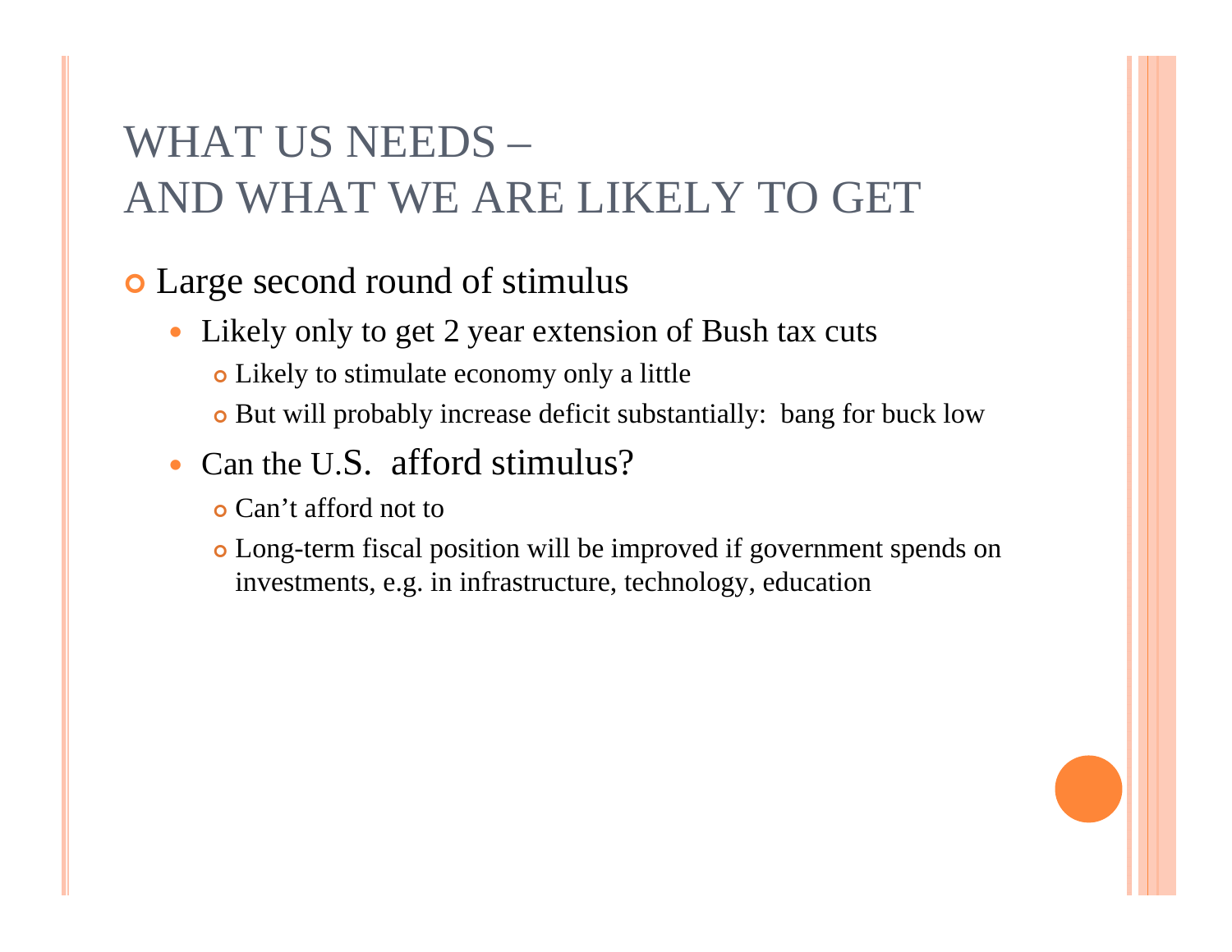# WHAT US NEEDS – AND WHAT WE ARE LIKELY TO GET

- Large second round of stimulus
  - Likely only to get 2 year extension of Bush tax cuts
    - Likely to stimulate economy only a little
    - But will probably increase deficit substantially:  bang for buck low
  - Can the U.S.  afford stimulus?
    - Can't afford not to
    - Long-term fiscal position will be improved if government spends on investments, e.g. in infrastructure, technology, education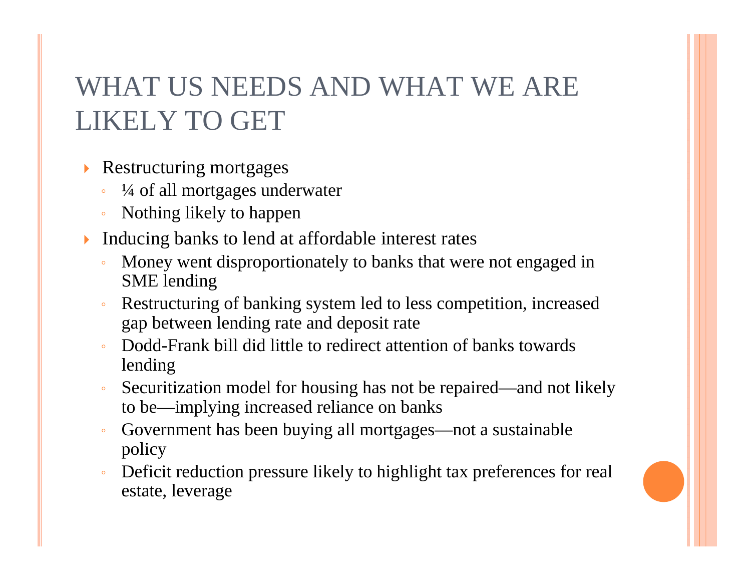# WHAT US NEEDS AND WHAT WE ARE LIKELY TO GET

- Restructuring mortgages
  - ¼ of all mortgages underwater
  - Nothing likely to happen
- Inducing banks to lend at affordable interest rates
  - Money went disproportionately to banks that were not engaged in SME lending
  - Restructuring of banking system led to less competition, increased gap between lending rate and deposit rate
  - Dodd-Frank bill did little to redirect attention of banks towards lending
  - Securitization model for housing has not be repaired—and not likely to be—implying increased reliance on banks
  - Government has been buying all mortgages—not a sustainable policy
  - Deficit reduction pressure likely to highlight tax preferences for real estate, leverage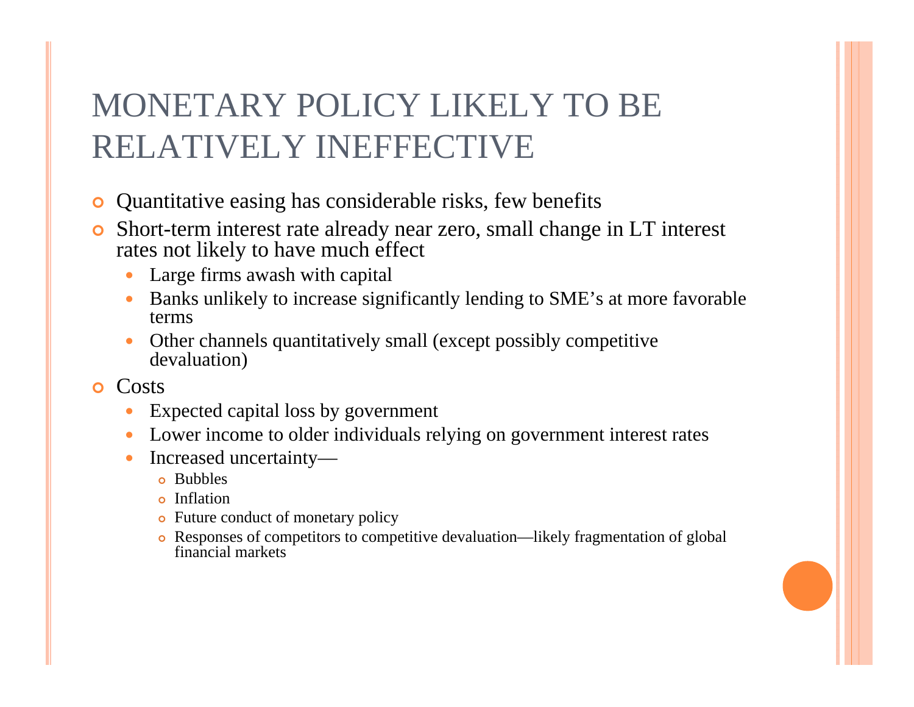# MONETARY POLICY LIKELY TO BE RELATIVELY INEFFECTIVE

- Quantitative easing has considerable risks, few benefits
- Short-term interest rate already near zero, small change in LT interest rates not likely to have much effect
  - Large firms awash with capital
  - Banks unlikely to increase significantly lending to SME's at more favorable terms
  - Other channels quantitatively small (except possibly competitive devaluation)
- Costs
  - Expected capital loss by government
  - Lower income to older individuals relying on government interest rates
  - Increased uncertainty—
    - Bubbles
    - Inflation
    - Future conduct of monetary policy
    - Responses of competitors to competitive devaluation—likely fragmentation of global financial markets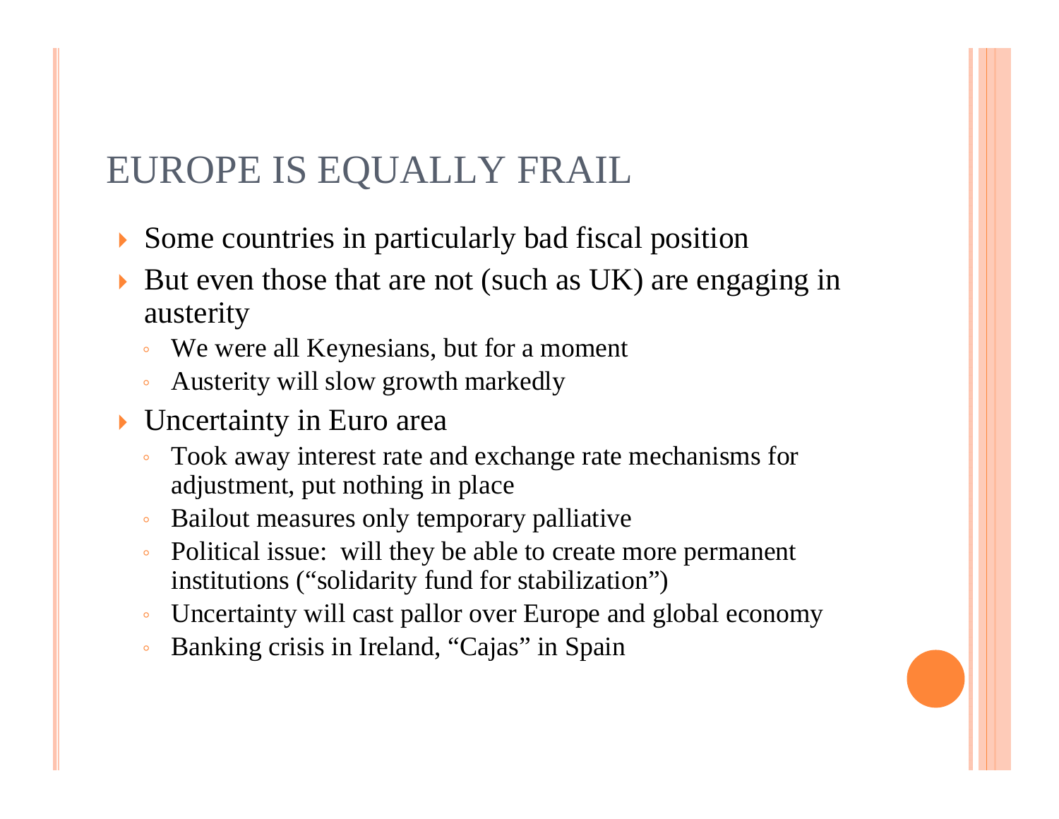## EUROPE IS EQUALLY FRAIL

- Some countries in particularly bad fiscal position
- But even those that are not (such as UK) are engaging in austerity
  - We were all Keynesians, but for a moment
  - Austerity will slow growth markedly
- Uncertainty in Euro area
  - Took away interest rate and exchange rate mechanisms for adjustment, put nothing in place
  - Bailout measures only temporary palliative
  - Political issue:  will they be able to create more permanent institutions ("solidarity fund for stabilization")
  - Uncertainty will cast pallor over Europe and global economy
  - Banking crisis in Ireland, "Cajas" in Spain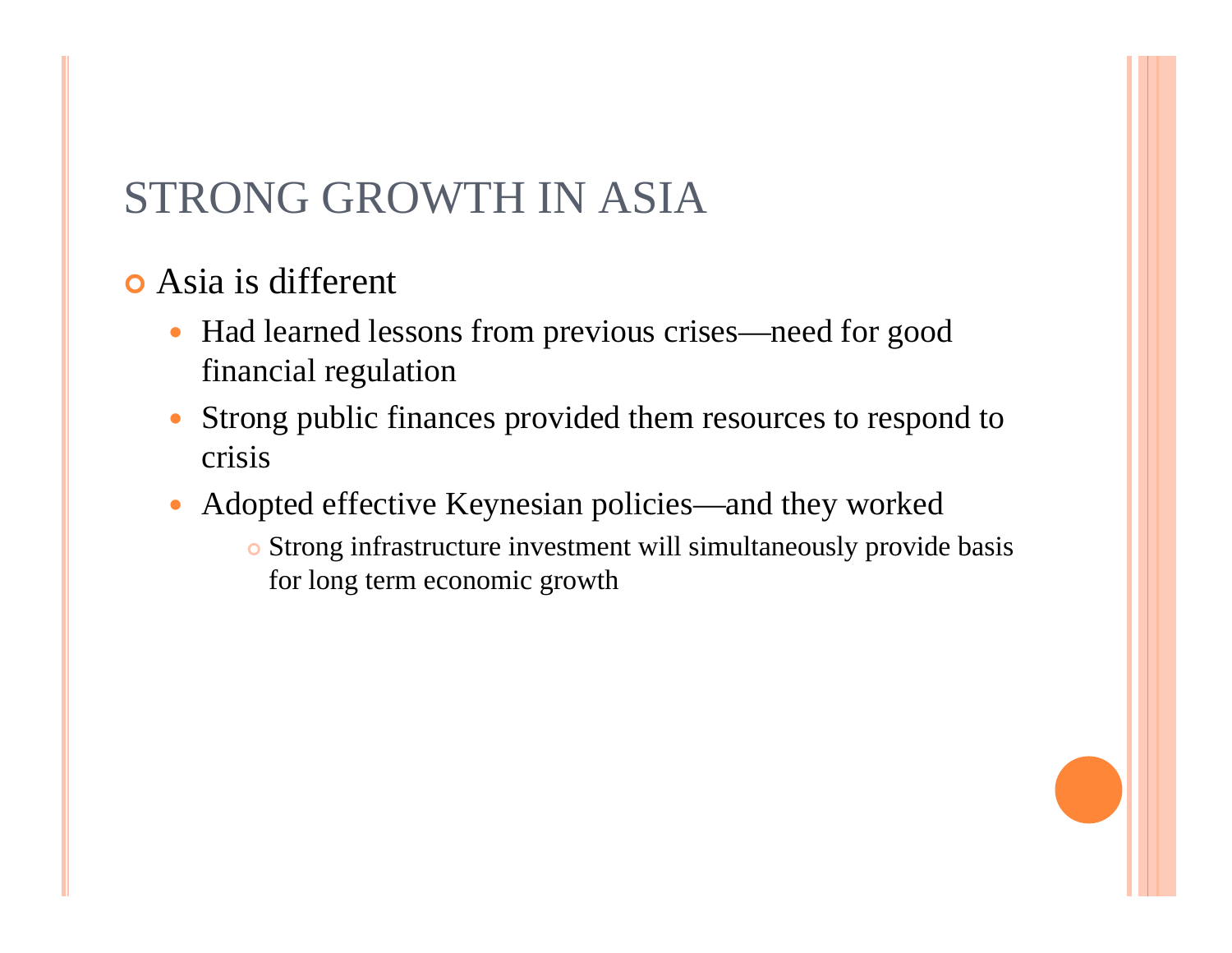# STRONG GROWTH IN ASIA

- Asia is different
  - Had learned lessons from previous crises—need for good financial regulation
  - Strong public finances provided them resources to respond to crisis
  - Adopted effective Keynesian policies—and they worked
    - Strong infrastructure investment will simultaneously provide basis for long term economic growth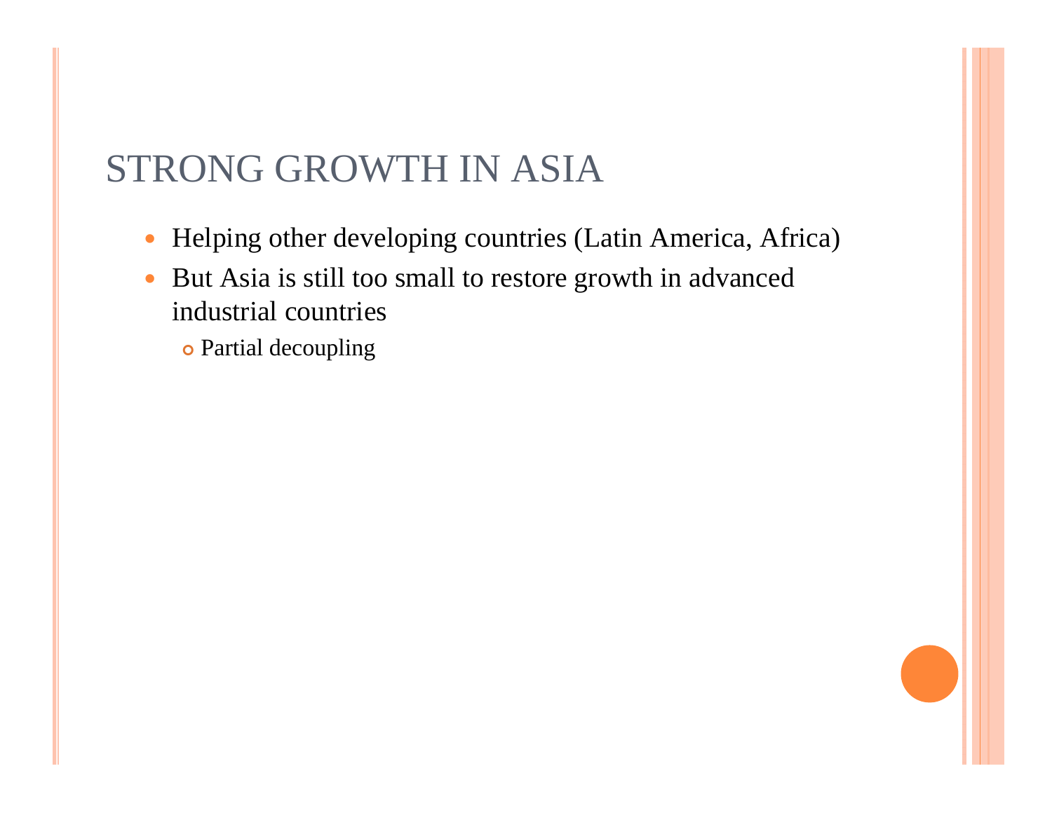# STRONG GROWTH IN ASIA

- Helping other developing countries (Latin America, Africa)
- But Asia is still too small to restore growth in advanced industrial countries
  - Partial decoupling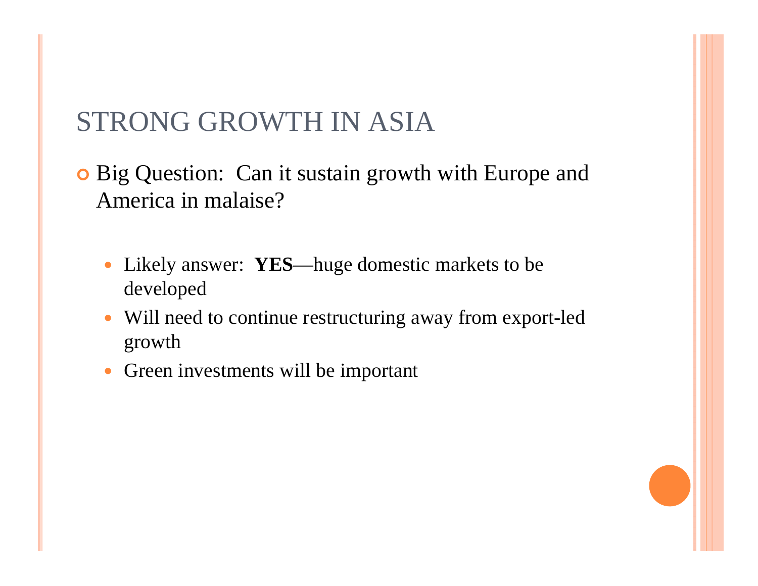# STRONG GROWTH IN ASIA

- Big Question: Can it sustain growth with Europe and America in malaise?

  - Likely answer: **YES**—huge domestic markets to be developed
  - Will need to continue restructuring away from export-led growth
  - Green investments will be important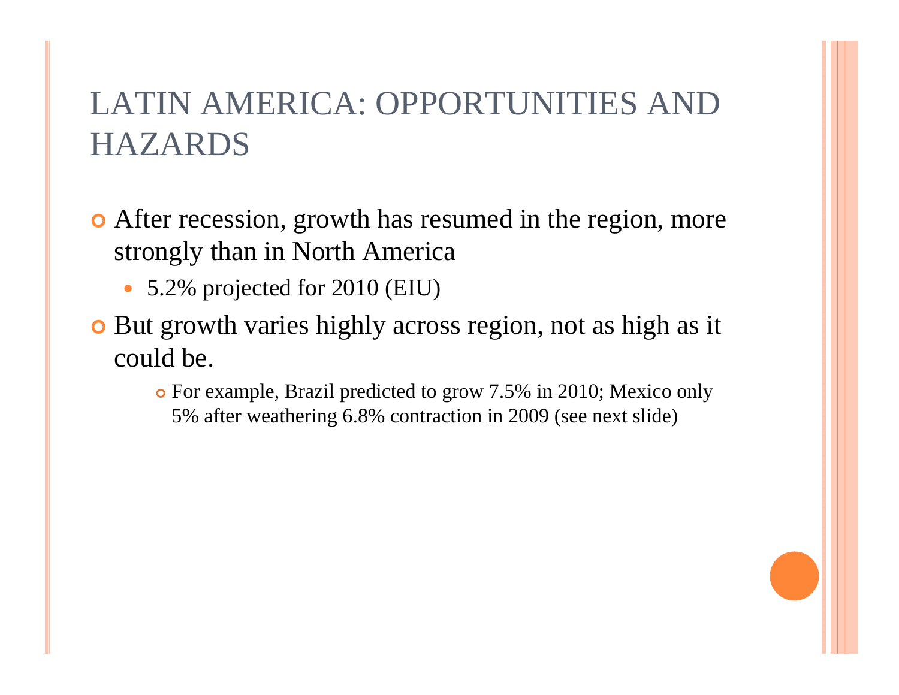# LATIN AMERICA: OPPORTUNITIES AND HAZARDS

- After recession, growth has resumed in the region, more strongly than in North America
  - 5.2% projected for 2010 (EIU)
- But growth varies highly across region, not as high as it could be.
  - For example, Brazil predicted to grow 7.5% in 2010; Mexico only 5% after weathering 6.8% contraction in 2009 (see next slide)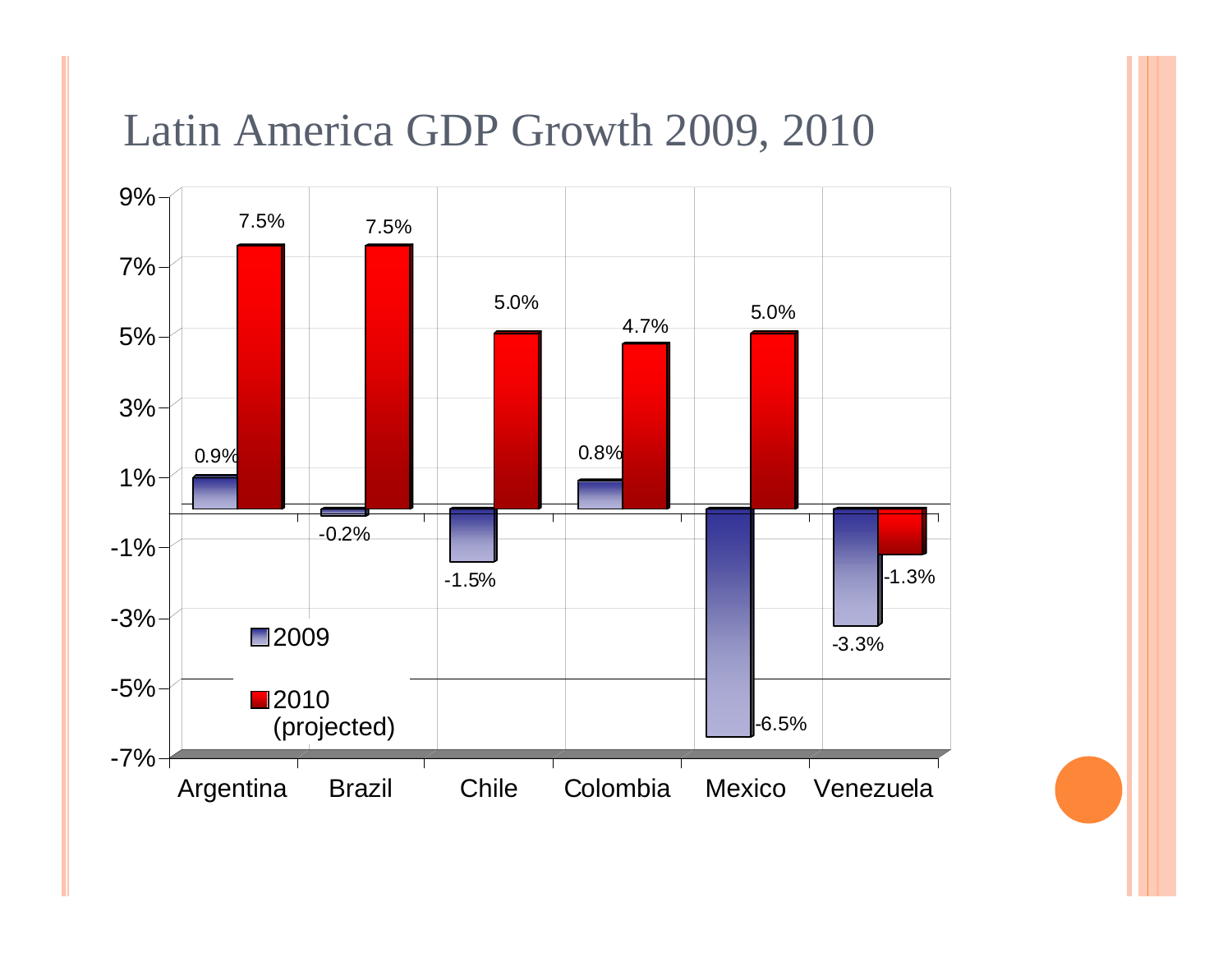# Latin America GDP Growth 2009, 2010

| Country | 2009 | 2010 (projected) |
|---|---|---|
| Argentina | 0.9% | 7.5% |
| Brazil | -0.2% | 7.5% |
| Chile | -1.5% | 5.0% |
| Colombia | 0.8% | 4.7% |
| Mexico | -6.5% | 5.0% |
| Venezuela | -3.3% | -1.3% |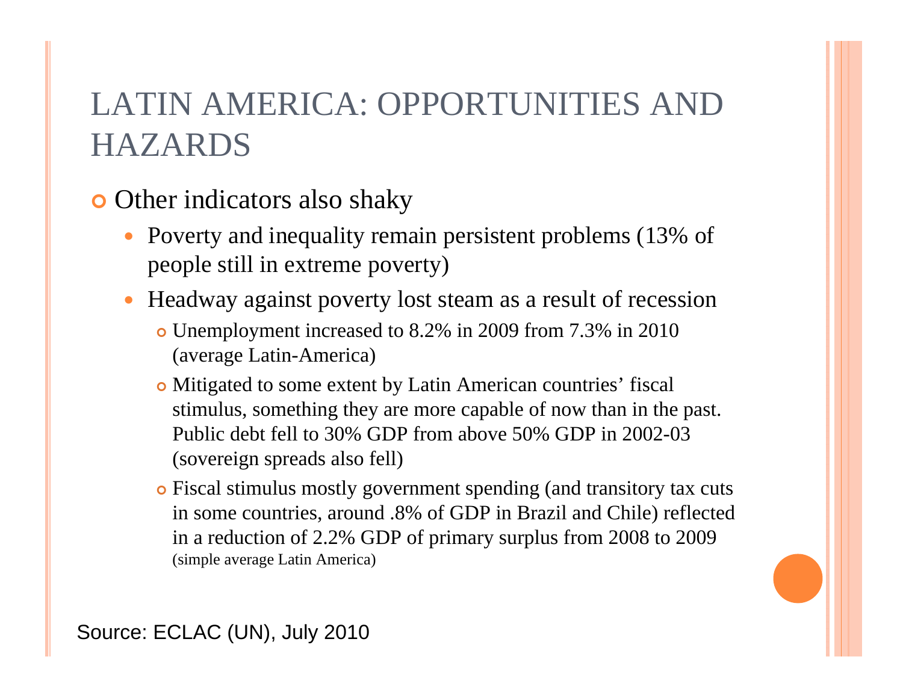# LATIN AMERICA: OPPORTUNITIES AND HAZARDS

- Other indicators also shaky
  - Poverty and inequality remain persistent problems (13% of people still in extreme poverty)
  - Headway against poverty lost steam as a result of recession
    - Unemployment increased to 8.2% in 2009 from 7.3% in 2010 (average Latin-America)
    - Mitigated to some extent by Latin American countries' fiscal stimulus, something they are more capable of now than in the past. Public debt fell to 30% GDP from above 50% GDP in 2002-03 (sovereign spreads also fell)
    - Fiscal stimulus mostly government spending (and transitory tax cuts in some countries, around .8% of GDP in Brazil and Chile) reflected in a reduction of 2.2% GDP of primary surplus from 2008 to 2009 (simple average Latin America)

Source: ECLAC (UN), July 2010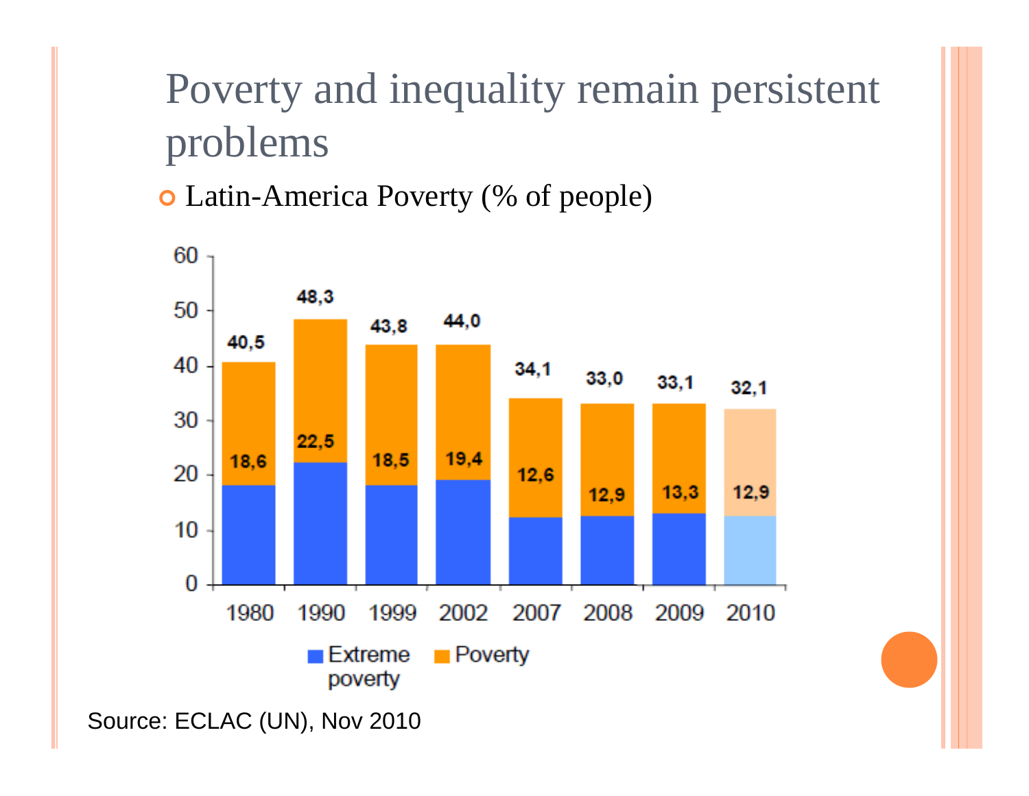# Poverty and inequality remain persistent problems

- Latin-America Poverty (% of people)

| Year | Poverty | Extreme poverty |
|---|---|---|
| 1980 | 40,5 | 18,6 |
| 1990 | 48,3 | 22,5 |
| 1999 | 43,8 | 18,5 |
| 2002 | 44,0 | 19,4 |
| 2007 | 34,1 | 12,6 |
| 2008 | 33,0 | 12,9 |
| 2009 | 33,1 | 13,3 |
| 2010 | 32,1 | 12,9 |

Source: ECLAC (UN), Nov 2010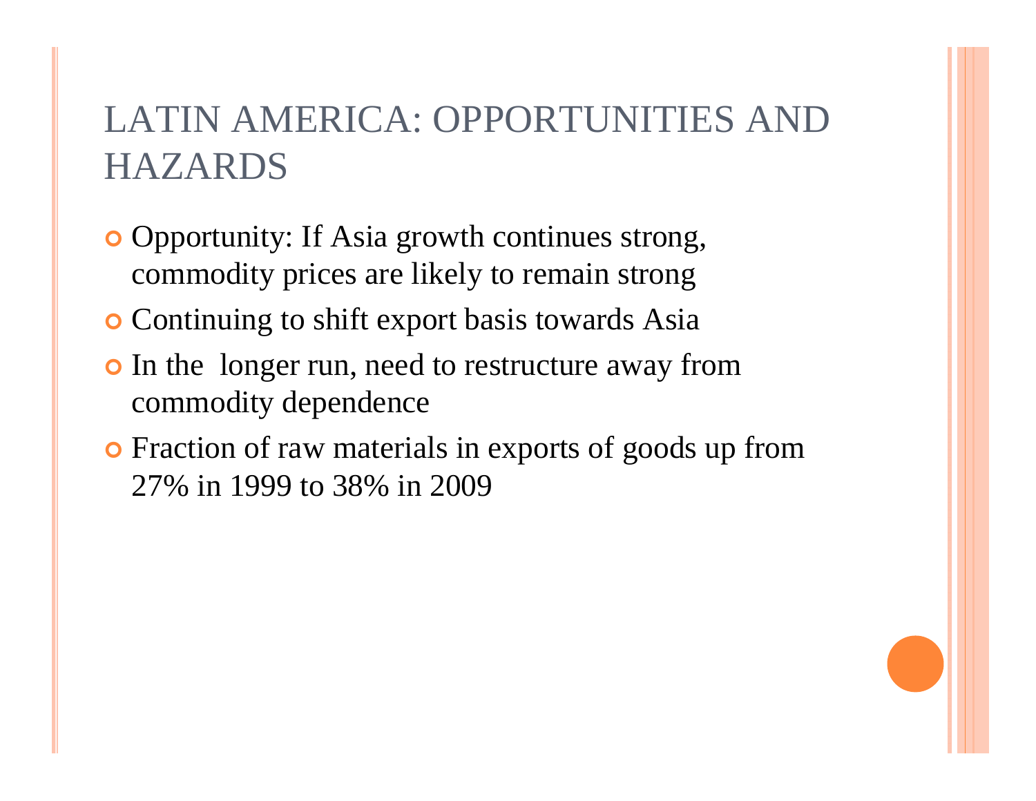# LATIN AMERICA: OPPORTUNITIES AND HAZARDS

- Opportunity: If Asia growth continues strong, commodity prices are likely to remain strong
- Continuing to shift export basis towards Asia
- In the longer run, need to restructure away from commodity dependence
- Fraction of raw materials in exports of goods up from 27% in 1999 to 38% in 2009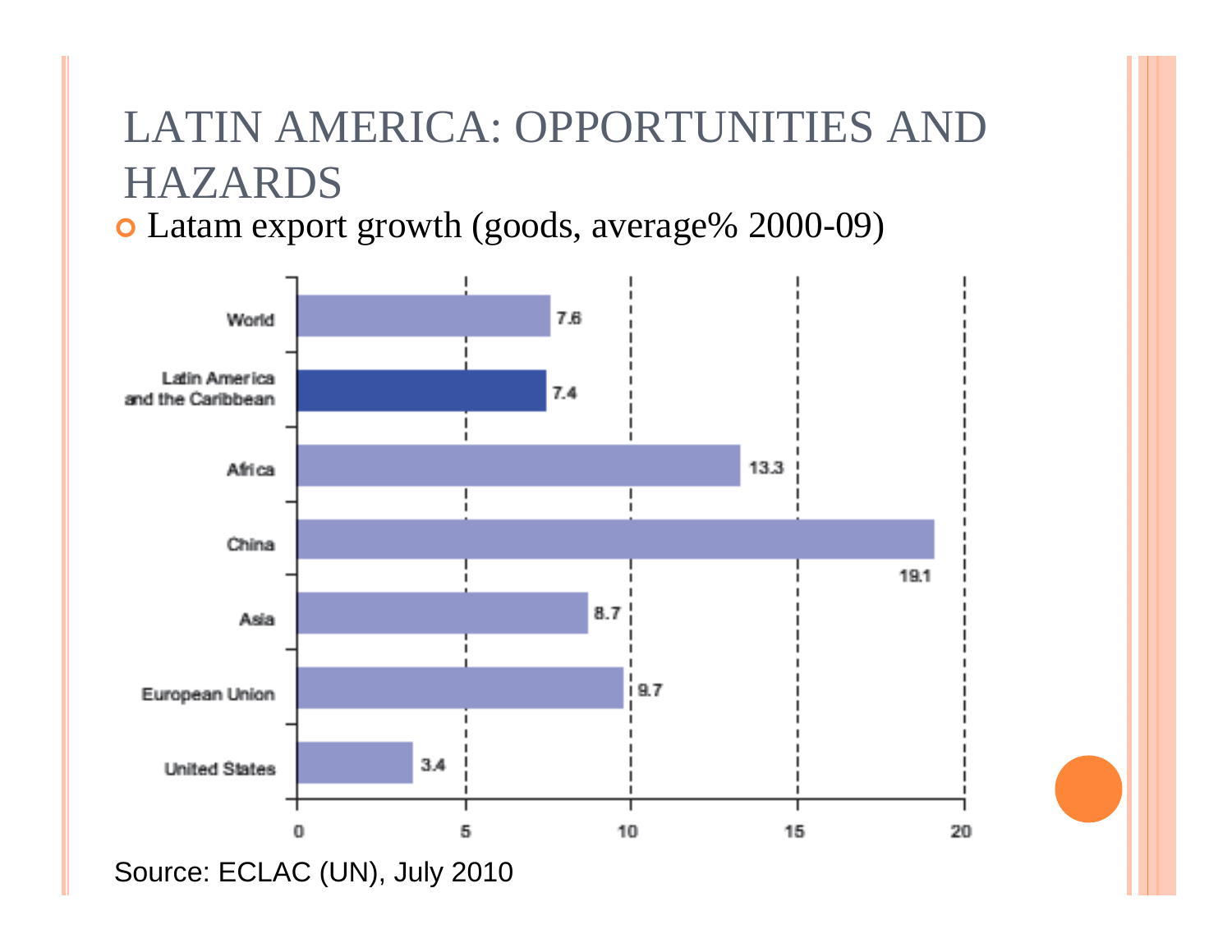# LATIN AMERICA: OPPORTUNITIES AND HAZARDS

- Latam export growth (goods, average% 2000-09)

| Region | Export growth (%) |
|---|---|
| World | 7.6 |
| Latin America and the Caribbean | 7.4 |
| Africa | 13.3 |
| China | 19.1 |
| Asia | 8.7 |
| European Union | 9.7 |
| United States | 3.4 |

Source: ECLAC (UN), July 2010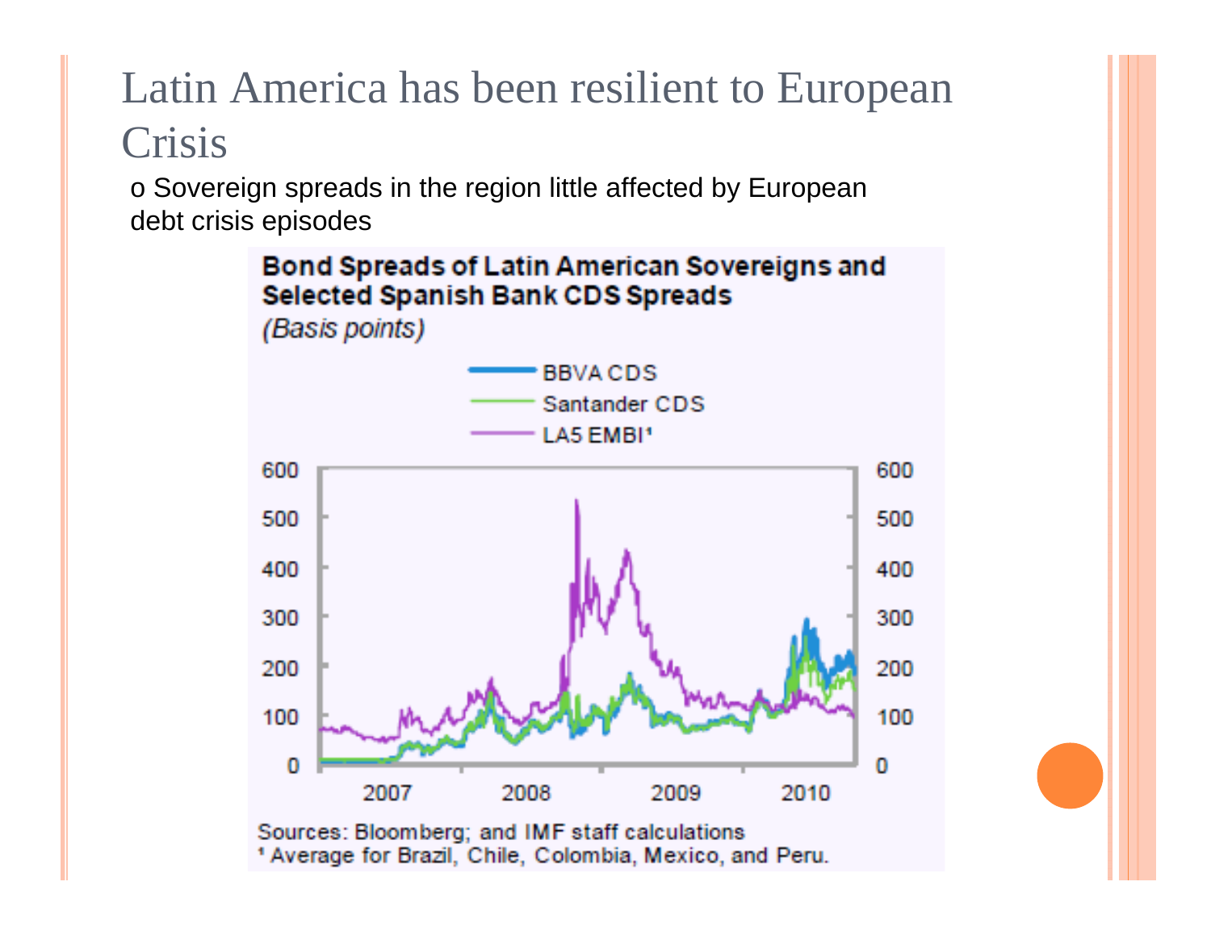# Latin America has been resilient to European Crisis

- Sovereign spreads in the region little affected by European debt crisis episodes

**Bond Spreads of Latin American Sovereigns and Selected Spanish Bank CDS Spreads**

*(Basis points)*

Sources: Bloomberg; and IMF staff calculations

[1] Average for Brazil, Chile, Colombia, Mexico, and Peru.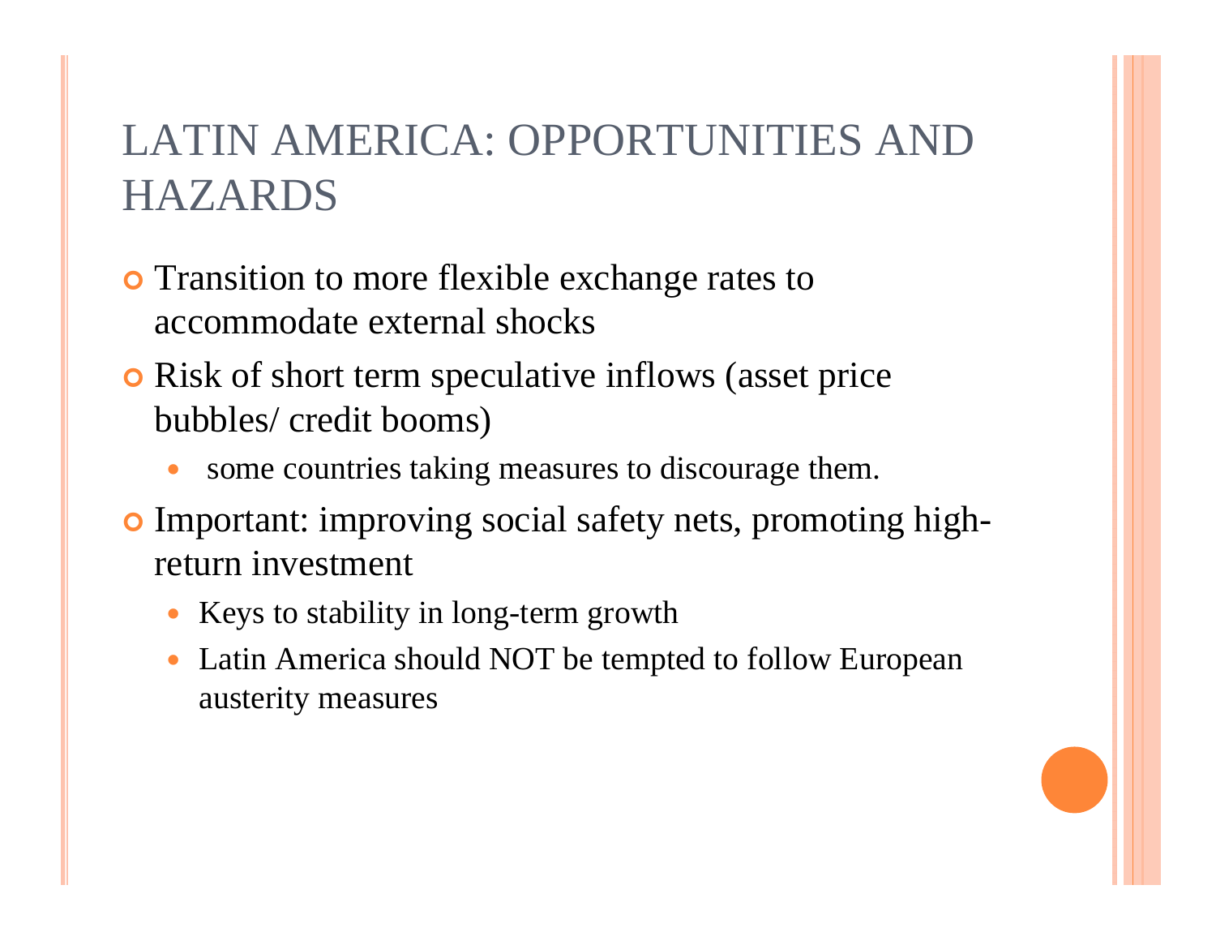# LATIN AMERICA: OPPORTUNITIES AND HAZARDS

- Transition to more flexible exchange rates to accommodate external shocks
- Risk of short term speculative inflows (asset price bubbles/ credit booms)
  - some countries taking measures to discourage them.
- Important: improving social safety nets, promoting high-return investment
  - Keys to stability in long-term growth
  - Latin America should NOT be tempted to follow European austerity measures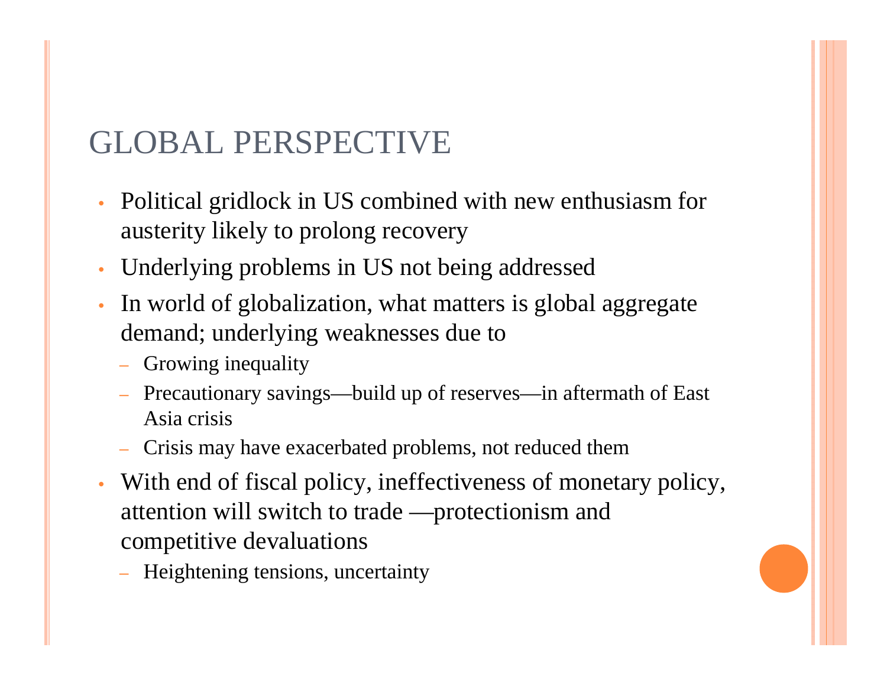# GLOBAL PERSPECTIVE

- Political gridlock in US combined with new enthusiasm for austerity likely to prolong recovery
- Underlying problems in US not being addressed
- In world of globalization, what matters is global aggregate demand; underlying weaknesses due to
  - Growing inequality
  - Precautionary savings—build up of reserves—in aftermath of East Asia crisis
  - Crisis may have exacerbated problems, not reduced them
- With end of fiscal policy, ineffectiveness of monetary policy, attention will switch to trade —protectionism and competitive devaluations
  - Heightening tensions, uncertainty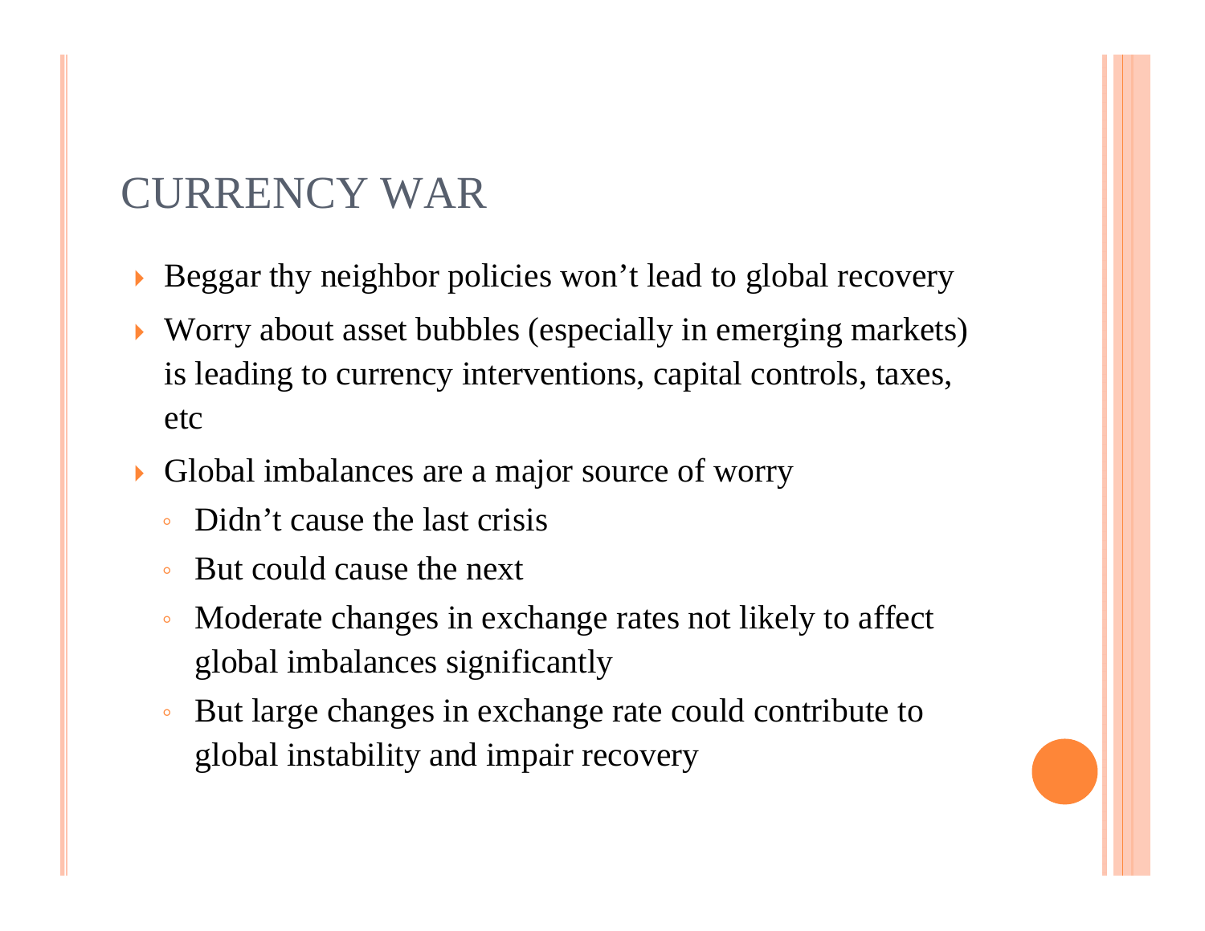# CURRENCY WAR

- Beggar thy neighbor policies won't lead to global recovery
- Worry about asset bubbles (especially in emerging markets) is leading to currency interventions, capital controls, taxes, etc
- Global imbalances are a major source of worry
  - Didn't cause the last crisis
  - But could cause the next
  - Moderate changes in exchange rates not likely to affect global imbalances significantly
  - But large changes in exchange rate could contribute to global instability and impair recovery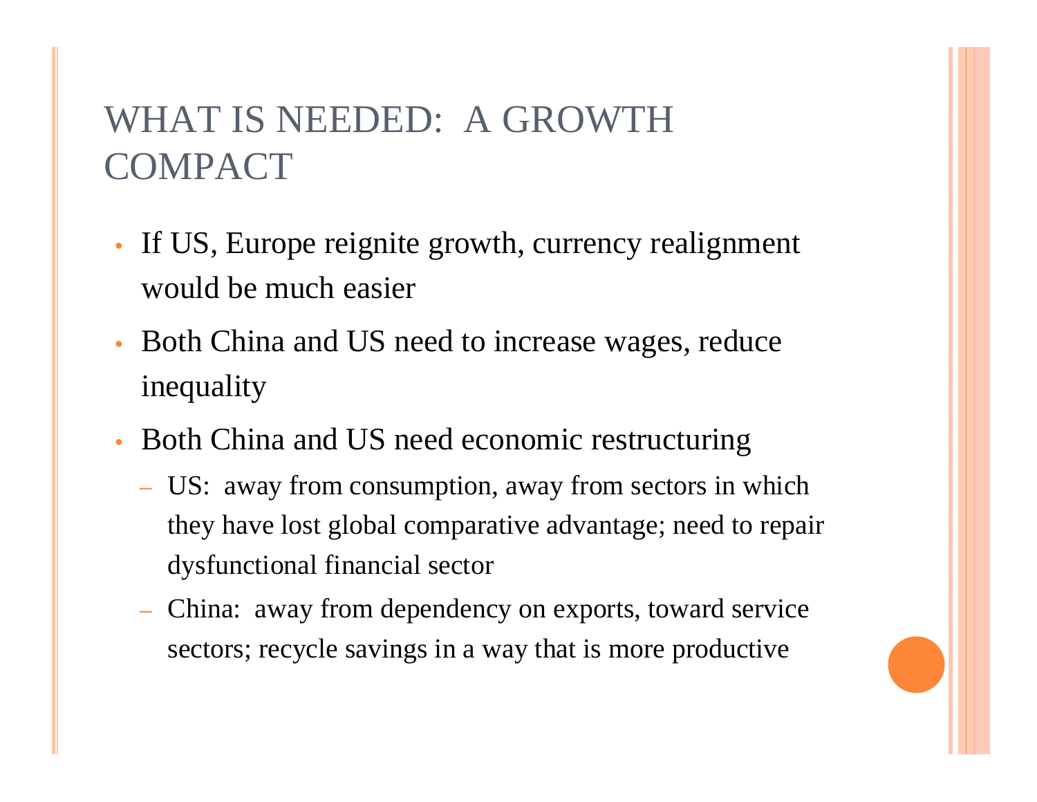# WHAT IS NEEDED: A GROWTH COMPACT

- If US, Europe reignite growth, currency realignment would be much easier
- Both China and US need to increase wages, reduce inequality
- Both China and US need economic restructuring
  - US: away from consumption, away from sectors in which they have lost global comparative advantage; need to repair dysfunctional financial sector
  - China: away from dependency on exports, toward service sectors; recycle savings in a way that is more productive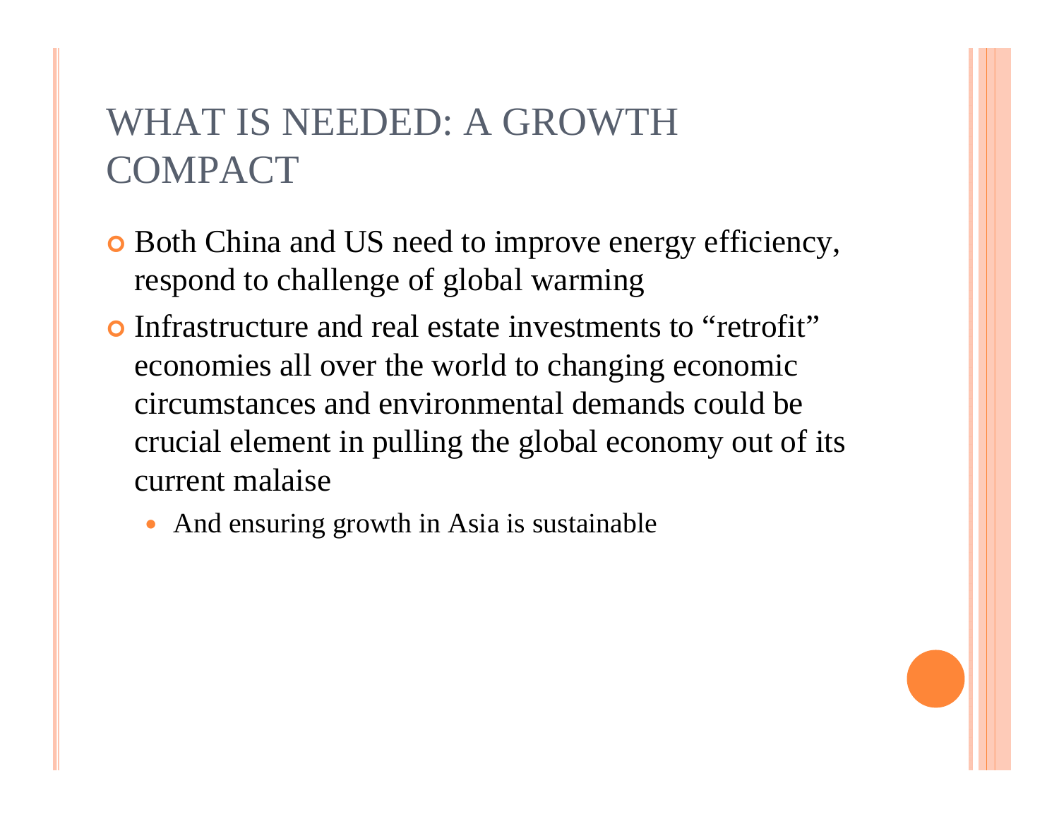# WHAT IS NEEDED: A GROWTH COMPACT

- Both China and US need to improve energy efficiency, respond to challenge of global warming
- Infrastructure and real estate investments to "retrofit" economies all over the world to changing economic circumstances and environmental demands could be crucial element in pulling the global economy out of its current malaise
  - And ensuring growth in Asia is sustainable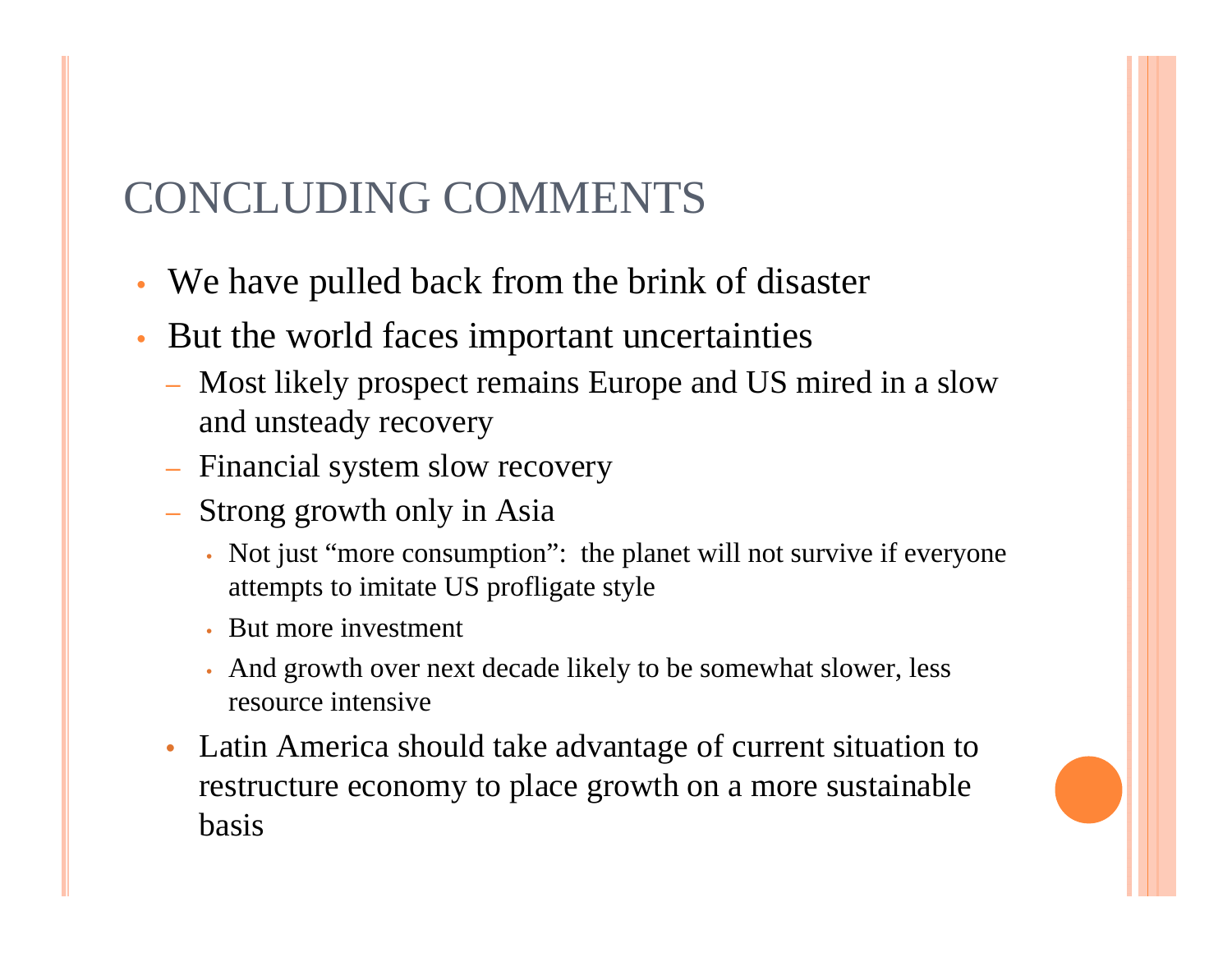# CONCLUDING COMMENTS

- We have pulled back from the brink of disaster
- But the world faces important uncertainties
  - Most likely prospect remains Europe and US mired in a slow and unsteady recovery
  - Financial system slow recovery
  - Strong growth only in Asia
    - Not just "more consumption": the planet will not survive if everyone attempts to imitate US profligate style
    - But more investment
    - And growth over next decade likely to be somewhat slower, less resource intensive
  - Latin America should take advantage of current situation to restructure economy to place growth on a more sustainable basis